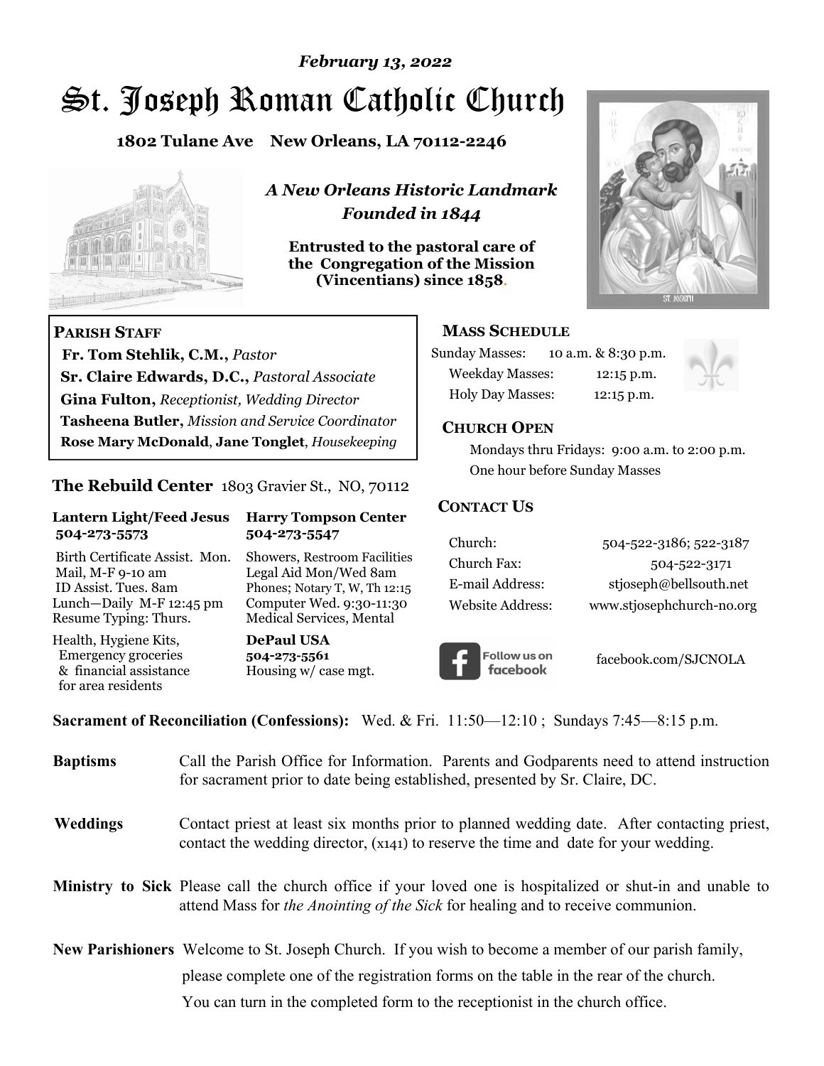*February 13, 2022*

# St. Joseph Roman Catholic Church

**1802 Tulane Ave New Orleans, LA 70112-2246**

***A New Orleans Historic Landmark***
***Founded in 1844***

**Entrusted to the pastoral care of the Congregation of the Mission (Vincentians) since 1858.**

**PARISH STAFF**

**Fr. Tom Stehlik, C.M.,** *Pastor*
**Sr. Claire Edwards, D.C.,** *Pastoral Associate*
**Gina Fulton,** *Receptionist, Wedding Director*
**Tasheena Butler,** *Mission and Service Coordinator*
**Rose Mary McDonald**, **Jane Tonglet**, *Housekeeping*

## The Rebuild Center 1803 Gravier St., NO, 70112

**Lantern Light/Feed Jesus 504-273-5573**

Birth Certificate Assist. Mon.
Mail, M-F 9-10 am
ID Assist. Tues. 8am
Lunch—Daily M-F 12:45 pm
Resume Typing: Thurs.

Health, Hygiene Kits, Emergency groceries & financial assistance for area residents

**Harry Tompson Center 504-273-5547**

Showers, Restroom Facilities
Legal Aid Mon/Wed 8am
Phones; Notary T, W, Th 12:15
Computer Wed. 9:30-11:30
Medical Services, Mental

**DePaul USA**
**504-273-5561**
Housing w/ case mgt.

**MASS SCHEDULE**

Sunday Masses: 10 a.m. & 8:30 p.m.
Weekday Masses: 12:15 p.m.
Holy Day Masses: 12:15 p.m.

**CHURCH OPEN**

Mondays thru Fridays: 9:00 a.m. to 2:00 p.m.
One hour before Sunday Masses

**CONTACT US**

| | |
|---|---|
| Church: | 504-522-3186; 522-3187 |
| Church Fax: | 504-522-3171 |
| E-mail Address: | stjoseph@bellsouth.net |
| Website Address: | www.stjosephchurch-no.org |

Follow us on facebook — facebook.com/SJCNOLA

**Sacrament of Reconciliation (Confessions):** Wed. & Fri. 11:50—12:10 ; Sundays 7:45—8:15 p.m.

**Baptisms** Call the Parish Office for Information. Parents and Godparents need to attend instruction for sacrament prior to date being established, presented by Sr. Claire, DC.

**Weddings** Contact priest at least six months prior to planned wedding date. After contacting priest, contact the wedding director, (x141) to reserve the time and date for your wedding.

**Ministry to Sick** Please call the church office if your loved one is hospitalized or shut-in and unable to attend Mass for *the Anointing of the Sick* for healing and to receive communion.

**New Parishioners** Welcome to St. Joseph Church. If you wish to become a member of our parish family, please complete one of the registration forms on the table in the rear of the church. You can turn in the completed form to the receptionist in the church office.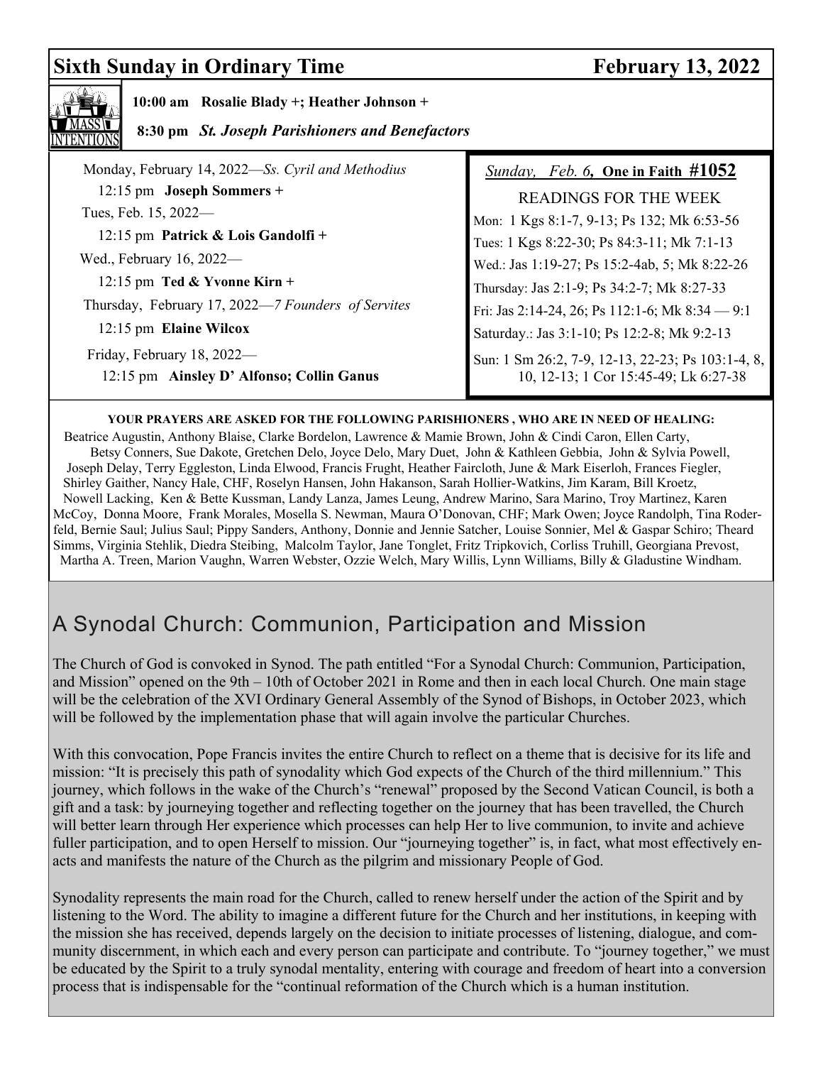## Sixth Sunday in Ordinary Time — February 13, 2022

**MASS INTENTIONS**

**10:00 am Rosalie Blady +; Heather Johnson +**

**8:30 pm *St. Joseph Parishioners and Benefactors***

Monday, February 14, 2022—*Ss. Cyril and Methodius*

12:15 pm **Joseph Sommers +**

Tues, Feb. 15, 2022—

12:15 pm **Patrick & Lois Gandolfi +**

Wed., February 16, 2022—

12:15 pm **Ted & Yvonne Kirn +**

Thursday, February 17, 2022—*7 Founders of Servites*

12:15 pm **Elaine Wilcox**

Friday, February 18, 2022—

12:15 pm **Ainsley D' Alfonso; Collin Ganus**

*Sunday, Feb. 6*, **One in Faith #1052**

READINGS FOR THE WEEK

Mon: 1 Kgs 8:1-7, 9-13; Ps 132; Mk 6:53-56

Tues: 1 Kgs 8:22-30; Ps 84:3-11; Mk 7:1-13

Wed.: Jas 1:19-27; Ps 15:2-4ab, 5; Mk 8:22-26

Thursday: Jas 2:1-9; Ps 34:2-7; Mk 8:27-33

Fri: Jas 2:14-24, 26; Ps 112:1-6; Mk 8:34 — 9:1

Saturday.: Jas 3:1-10; Ps 12:2-8; Mk 9:2-13

Sun: 1 Sm 26:2, 7-9, 12-13, 22-23; Ps 103:1-4, 8, 10, 12-13; 1 Cor 15:45-49; Lk 6:27-38

**YOUR PRAYERS ARE ASKED FOR THE FOLLOWING PARISHIONERS , WHO ARE IN NEED OF HEALING:**

Beatrice Augustin, Anthony Blaise, Clarke Bordelon, Lawrence & Mamie Brown, John & Cindi Caron, Ellen Carty, Betsy Conners, Sue Dakote, Gretchen Delo, Joyce Delo, Mary Duet, John & Kathleen Gebbia, John & Sylvia Powell, Joseph Delay, Terry Eggleston, Linda Elwood, Francis Frught, Heather Faircloth, June & Mark Eiserloh, Frances Fiegler, Shirley Gaither, Nancy Hale, CHF, Roselyn Hansen, John Hakanson, Sarah Hollier-Watkins, Jim Karam, Bill Kroetz, Nowell Lacking, Ken & Bette Kussman, Landy Lanza, James Leung, Andrew Marino, Sara Marino, Troy Martinez, Karen McCoy, Donna Moore, Frank Morales, Mosella S. Newman, Maura O'Donovan, CHF; Mark Owen; Joyce Randolph, Tina Roderfeld, Bernie Saul; Julius Saul; Pippy Sanders, Anthony, Donnie and Jennie Satcher, Louise Sonnier, Mel & Gaspar Schiro; Theard Simms, Virginia Stehlik, Diedra Steibing, Malcolm Taylor, Jane Tonglet, Fritz Tripkovich, Corliss Truhill, Georgiana Prevost, Martha A. Treen, Marion Vaughn, Warren Webster, Ozzie Welch, Mary Willis, Lynn Williams, Billy & Gladustine Windham.

## A Synodal Church: Communion, Participation and Mission

The Church of God is convoked in Synod. The path entitled "For a Synodal Church: Communion, Participation, and Mission" opened on the 9th – 10th of October 2021 in Rome and then in each local Church. One main stage will be the celebration of the XVI Ordinary General Assembly of the Synod of Bishops, in October 2023, which will be followed by the implementation phase that will again involve the particular Churches.

With this convocation, Pope Francis invites the entire Church to reflect on a theme that is decisive for its life and mission: "It is precisely this path of synodality which God expects of the Church of the third millennium." This journey, which follows in the wake of the Church's "renewal" proposed by the Second Vatican Council, is both a gift and a task: by journeying together and reflecting together on the journey that has been travelled, the Church will better learn through Her experience which processes can help Her to live communion, to invite and achieve fuller participation, and to open Herself to mission. Our "journeying together" is, in fact, what most effectively enacts and manifests the nature of the Church as the pilgrim and missionary People of God.

Synodality represents the main road for the Church, called to renew herself under the action of the Spirit and by listening to the Word. The ability to imagine a different future for the Church and her institutions, in keeping with the mission she has received, depends largely on the decision to initiate processes of listening, dialogue, and community discernment, in which each and every person can participate and contribute. To "journey together," we must be educated by the Spirit to a truly synodal mentality, entering with courage and freedom of heart into a conversion process that is indispensable for the "continual reformation of the Church which is a human institution.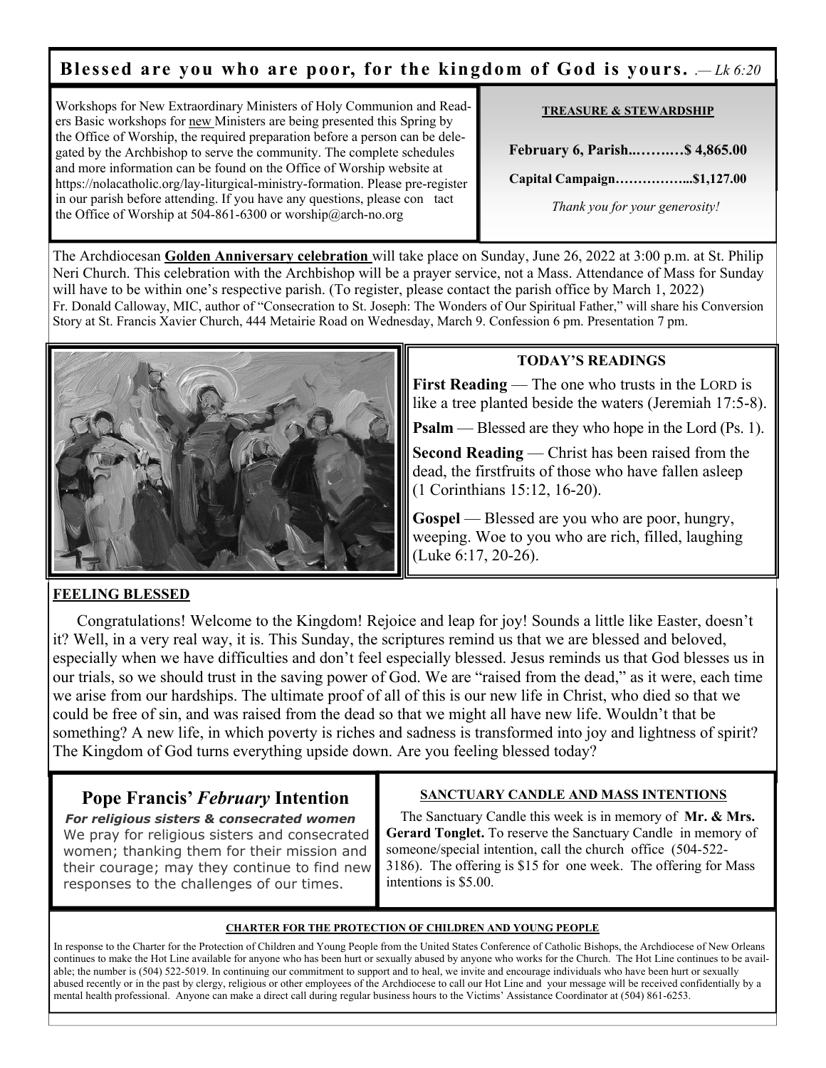## Blessed are you who are poor, for the kingdom of God is yours. *.— Lk 6:20*

Workshops for New Extraordinary Ministers of Holy Communion and Readers Basic workshops for new Ministers are being presented this Spring by the Office of Worship, the required preparation before a person can be delegated by the Archbishop to serve the community. The complete schedules and more information can be found on the Office of Worship website at https://nolacatholic.org/lay-liturgical-ministry-formation. Please pre-register in our parish before attending. If you have any questions, please con tact the Office of Worship at 504-861-6300 or worship@arch-no.org

**TREASURE & STEWARDSHIP**

**February 6, Parish..…….…$ 4,865.00**

**Capital Campaign……………...$1,127.00**

*Thank you for your generosity!*

The Archdiocesan **Golden Anniversary celebration** will take place on Sunday, June 26, 2022 at 3:00 p.m. at St. Philip Neri Church. This celebration with the Archbishop will be a prayer service, not a Mass. Attendance of Mass for Sunday will have to be within one's respective parish. (To register, please contact the parish office by March 1, 2022)

Fr. Donald Calloway, MIC, author of "Consecration to St. Joseph: The Wonders of Our Spiritual Father," will share his Conversion Story at St. Francis Xavier Church, 444 Metairie Road on Wednesday, March 9. Confession 6 pm. Presentation 7 pm.

**TODAY'S READINGS**

**First Reading** — The one who trusts in the LORD is like a tree planted beside the waters (Jeremiah 17:5-8).

**Psalm** — Blessed are they who hope in the Lord (Ps. 1).

**Second Reading** — Christ has been raised from the dead, the firstfruits of those who have fallen asleep (1 Corinthians 15:12, 16-20).

**Gospel** — Blessed are you who are poor, hungry, weeping. Woe to you who are rich, filled, laughing (Luke 6:17, 20-26).

**FEELING BLESSED**

Congratulations! Welcome to the Kingdom! Rejoice and leap for joy! Sounds a little like Easter, doesn't it? Well, in a very real way, it is. This Sunday, the scriptures remind us that we are blessed and beloved, especially when we have difficulties and don't feel especially blessed. Jesus reminds us that God blesses us in our trials, so we should trust in the saving power of God. We are "raised from the dead," as it were, each time we arise from our hardships. The ultimate proof of all of this is our new life in Christ, who died so that we could be free of sin, and was raised from the dead so that we might all have new life. Wouldn't that be something? A new life, in which poverty is riches and sadness is transformed into joy and lightness of spirit? The Kingdom of God turns everything upside down. Are you feeling blessed today?

### Pope Francis' *February* Intention

***For religious sisters & consecrated women***

We pray for religious sisters and consecrated women; thanking them for their mission and their courage; may they continue to find new responses to the challenges of our times.

**SANCTUARY CANDLE AND MASS INTENTIONS**

The Sanctuary Candle this week is in memory of **Mr. & Mrs. Gerard Tonglet.** To reserve the Sanctuary Candle in memory of someone/special intention, call the church office (504-522-3186). The offering is $15 for one week. The offering for Mass intentions is $5.00.

**CHARTER FOR THE PROTECTION OF CHILDREN AND YOUNG PEOPLE**

In response to the Charter for the Protection of Children and Young People from the United States Conference of Catholic Bishops, the Archdiocese of New Orleans continues to make the Hot Line available for anyone who has been hurt or sexually abused by anyone who works for the Church. The Hot Line continues to be available; the number is (504) 522-5019. In continuing our commitment to support and to heal, we invite and encourage individuals who have been hurt or sexually abused recently or in the past by clergy, religious or other employees of the Archdiocese to call our Hot Line and your message will be received confidentially by a mental health professional. Anyone can make a direct call during regular business hours to the Victims' Assistance Coordinator at (504) 861-6253.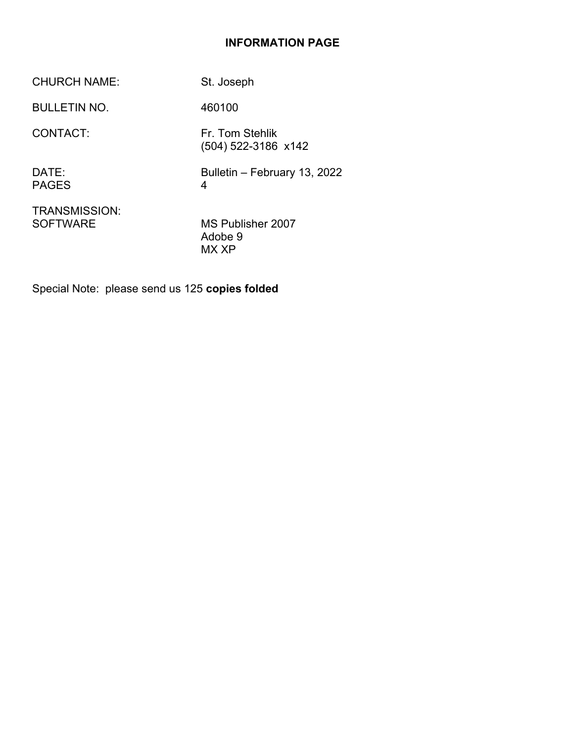# INFORMATION PAGE

| | |
|---|---|
| CHURCH NAME: | St. Joseph |
| BULLETIN NO. | 460100 |
| CONTACT: | Fr. Tom Stehlik<br>(504) 522-3186 x142 |
| DATE:<br>PAGES | Bulletin – February 13, 2022<br>4 |
| TRANSMISSION:<br>SOFTWARE | MS Publisher 2007<br>Adobe 9<br>MX XP |

Special Note: please send us 125 **copies folded**